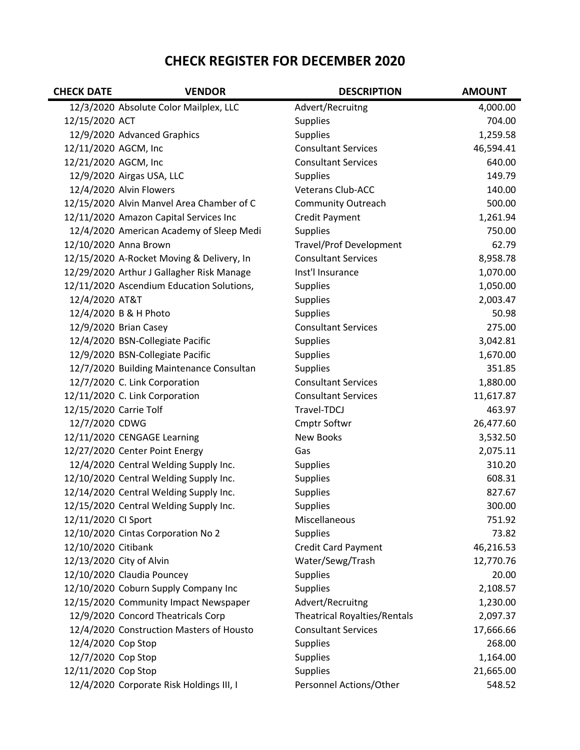# CHECK REGISTER FOR DECEMBER 2020

| CHECK DATE | VENDOR | DESCRIPTION | AMOUNT |
|---|---|---|---|
| 12/3/2020 | Absolute Color Mailplex, LLC | Advert/Recruitng | 4,000.00 |
| 12/15/2020 | ACT | Supplies | 704.00 |
| 12/9/2020 | Advanced Graphics | Supplies | 1,259.58 |
| 12/11/2020 | AGCM, Inc | Consultant Services | 46,594.41 |
| 12/21/2020 | AGCM, Inc | Consultant Services | 640.00 |
| 12/9/2020 | Airgas USA, LLC | Supplies | 149.79 |
| 12/4/2020 | Alvin Flowers | Veterans Club-ACC | 140.00 |
| 12/15/2020 | Alvin Manvel Area Chamber of C | Community Outreach | 500.00 |
| 12/11/2020 | Amazon Capital Services Inc | Credit Payment | 1,261.94 |
| 12/4/2020 | American Academy of Sleep Medi | Supplies | 750.00 |
| 12/10/2020 | Anna Brown | Travel/Prof Development | 62.79 |
| 12/15/2020 | A-Rocket Moving & Delivery, In | Consultant Services | 8,958.78 |
| 12/29/2020 | Arthur J Gallagher Risk Manage | Inst'l Insurance | 1,070.00 |
| 12/11/2020 | Ascendium Education Solutions, | Supplies | 1,050.00 |
| 12/4/2020 | AT&T | Supplies | 2,003.47 |
| 12/4/2020 | B & H Photo | Supplies | 50.98 |
| 12/9/2020 | Brian Casey | Consultant Services | 275.00 |
| 12/4/2020 | BSN-Collegiate Pacific | Supplies | 3,042.81 |
| 12/9/2020 | BSN-Collegiate Pacific | Supplies | 1,670.00 |
| 12/7/2020 | Building Maintenance Consultan | Supplies | 351.85 |
| 12/7/2020 | C. Link Corporation | Consultant Services | 1,880.00 |
| 12/11/2020 | C. Link Corporation | Consultant Services | 11,617.87 |
| 12/15/2020 | Carrie Tolf | Travel-TDCJ | 463.97 |
| 12/7/2020 | CDWG | Cmptr Softwr | 26,477.60 |
| 12/11/2020 | CENGAGE Learning | New Books | 3,532.50 |
| 12/27/2020 | Center Point Energy | Gas | 2,075.11 |
| 12/4/2020 | Central Welding Supply Inc. | Supplies | 310.20 |
| 12/10/2020 | Central Welding Supply Inc. | Supplies | 608.31 |
| 12/14/2020 | Central Welding Supply Inc. | Supplies | 827.67 |
| 12/15/2020 | Central Welding Supply Inc. | Supplies | 300.00 |
| 12/11/2020 | CI Sport | Miscellaneous | 751.92 |
| 12/10/2020 | Cintas Corporation No 2 | Supplies | 73.82 |
| 12/10/2020 | Citibank | Credit Card Payment | 46,216.53 |
| 12/13/2020 | City of Alvin | Water/Sewg/Trash | 12,770.76 |
| 12/10/2020 | Claudia Pouncey | Supplies | 20.00 |
| 12/10/2020 | Coburn Supply Company Inc | Supplies | 2,108.57 |
| 12/15/2020 | Community Impact Newspaper | Advert/Recruitng | 1,230.00 |
| 12/9/2020 | Concord Theatricals Corp | Theatrical Royalties/Rentals | 2,097.37 |
| 12/4/2020 | Construction Masters of Housto | Consultant Services | 17,666.66 |
| 12/4/2020 | Cop Stop | Supplies | 268.00 |
| 12/7/2020 | Cop Stop | Supplies | 1,164.00 |
| 12/11/2020 | Cop Stop | Supplies | 21,665.00 |
| 12/4/2020 | Corporate Risk Holdings III, I | Personnel Actions/Other | 548.52 |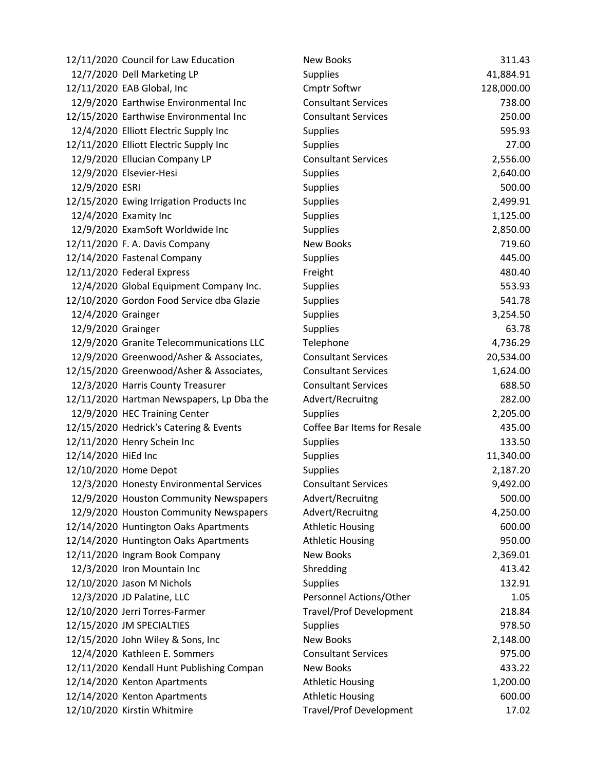| | | | |
|---|---|---|---|
| 12/11/2020 | Council for Law Education | New Books | 311.43 |
| 12/7/2020 | Dell Marketing LP | Supplies | 41,884.91 |
| 12/11/2020 | EAB Global, Inc | Cmptr Softwr | 128,000.00 |
| 12/9/2020 | Earthwise Environmental Inc | Consultant Services | 738.00 |
| 12/15/2020 | Earthwise Environmental Inc | Consultant Services | 250.00 |
| 12/4/2020 | Elliott Electric Supply Inc | Supplies | 595.93 |
| 12/11/2020 | Elliott Electric Supply Inc | Supplies | 27.00 |
| 12/9/2020 | Ellucian Company LP | Consultant Services | 2,556.00 |
| 12/9/2020 | Elsevier-Hesi | Supplies | 2,640.00 |
| 12/9/2020 | ESRI | Supplies | 500.00 |
| 12/15/2020 | Ewing Irrigation Products Inc | Supplies | 2,499.91 |
| 12/4/2020 | Examity Inc | Supplies | 1,125.00 |
| 12/9/2020 | ExamSoft Worldwide Inc | Supplies | 2,850.00 |
| 12/11/2020 | F. A. Davis Company | New Books | 719.60 |
| 12/14/2020 | Fastenal Company | Supplies | 445.00 |
| 12/11/2020 | Federal Express | Freight | 480.40 |
| 12/4/2020 | Global Equipment Company Inc. | Supplies | 553.93 |
| 12/10/2020 | Gordon Food Service dba Glazie | Supplies | 541.78 |
| 12/4/2020 | Grainger | Supplies | 3,254.50 |
| 12/9/2020 | Grainger | Supplies | 63.78 |
| 12/9/2020 | Granite Telecommunications LLC | Telephone | 4,736.29 |
| 12/9/2020 | Greenwood/Asher & Associates, | Consultant Services | 20,534.00 |
| 12/15/2020 | Greenwood/Asher & Associates, | Consultant Services | 1,624.00 |
| 12/3/2020 | Harris County Treasurer | Consultant Services | 688.50 |
| 12/11/2020 | Hartman Newspapers, Lp Dba the | Advert/Recruitng | 282.00 |
| 12/9/2020 | HEC Training Center | Supplies | 2,205.00 |
| 12/15/2020 | Hedrick's Catering & Events | Coffee Bar Items for Resale | 435.00 |
| 12/11/2020 | Henry Schein Inc | Supplies | 133.50 |
| 12/14/2020 | HiEd Inc | Supplies | 11,340.00 |
| 12/10/2020 | Home Depot | Supplies | 2,187.20 |
| 12/3/2020 | Honesty Environmental Services | Consultant Services | 9,492.00 |
| 12/9/2020 | Houston Community Newspapers | Advert/Recruitng | 500.00 |
| 12/9/2020 | Houston Community Newspapers | Advert/Recruitng | 4,250.00 |
| 12/14/2020 | Huntington Oaks Apartments | Athletic Housing | 600.00 |
| 12/14/2020 | Huntington Oaks Apartments | Athletic Housing | 950.00 |
| 12/11/2020 | Ingram Book Company | New Books | 2,369.01 |
| 12/3/2020 | Iron Mountain Inc | Shredding | 413.42 |
| 12/10/2020 | Jason M Nichols | Supplies | 132.91 |
| 12/3/2020 | JD Palatine, LLC | Personnel Actions/Other | 1.05 |
| 12/10/2020 | Jerri Torres-Farmer | Travel/Prof Development | 218.84 |
| 12/15/2020 | JM SPECIALTIES | Supplies | 978.50 |
| 12/15/2020 | John Wiley & Sons, Inc | New Books | 2,148.00 |
| 12/4/2020 | Kathleen E. Sommers | Consultant Services | 975.00 |
| 12/11/2020 | Kendall Hunt Publishing Compan | New Books | 433.22 |
| 12/14/2020 | Kenton Apartments | Athletic Housing | 1,200.00 |
| 12/14/2020 | Kenton Apartments | Athletic Housing | 600.00 |
| 12/10/2020 | Kirstin Whitmire | Travel/Prof Development | 17.02 |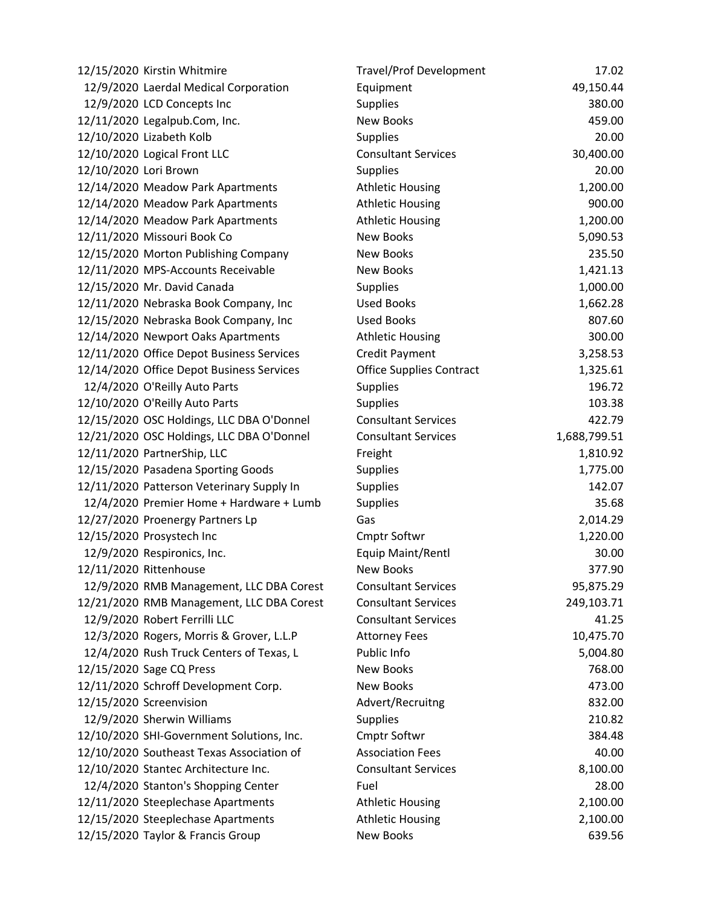| | | | |
|---|---|---|---|
| 12/15/2020 | Kirstin Whitmire | Travel/Prof Development | 17.02 |
| 12/9/2020 | Laerdal Medical Corporation | Equipment | 49,150.44 |
| 12/9/2020 | LCD Concepts Inc | Supplies | 380.00 |
| 12/11/2020 | Legalpub.Com, Inc. | New Books | 459.00 |
| 12/10/2020 | Lizabeth Kolb | Supplies | 20.00 |
| 12/10/2020 | Logical Front LLC | Consultant Services | 30,400.00 |
| 12/10/2020 | Lori Brown | Supplies | 20.00 |
| 12/14/2020 | Meadow Park Apartments | Athletic Housing | 1,200.00 |
| 12/14/2020 | Meadow Park Apartments | Athletic Housing | 900.00 |
| 12/14/2020 | Meadow Park Apartments | Athletic Housing | 1,200.00 |
| 12/11/2020 | Missouri Book Co | New Books | 5,090.53 |
| 12/15/2020 | Morton Publishing Company | New Books | 235.50 |
| 12/11/2020 | MPS-Accounts Receivable | New Books | 1,421.13 |
| 12/15/2020 | Mr. David Canada | Supplies | 1,000.00 |
| 12/11/2020 | Nebraska Book Company, Inc | Used Books | 1,662.28 |
| 12/15/2020 | Nebraska Book Company, Inc | Used Books | 807.60 |
| 12/14/2020 | Newport Oaks Apartments | Athletic Housing | 300.00 |
| 12/11/2020 | Office Depot Business Services | Credit Payment | 3,258.53 |
| 12/14/2020 | Office Depot Business Services | Office Supplies Contract | 1,325.61 |
| 12/4/2020 | O'Reilly Auto Parts | Supplies | 196.72 |
| 12/10/2020 | O'Reilly Auto Parts | Supplies | 103.38 |
| 12/15/2020 | OSC Holdings, LLC DBA O'Donnel | Consultant Services | 422.79 |
| 12/21/2020 | OSC Holdings, LLC DBA O'Donnel | Consultant Services | 1,688,799.51 |
| 12/11/2020 | PartnerShip, LLC | Freight | 1,810.92 |
| 12/15/2020 | Pasadena Sporting Goods | Supplies | 1,775.00 |
| 12/11/2020 | Patterson Veterinary Supply In | Supplies | 142.07 |
| 12/4/2020 | Premier Home + Hardware + Lumb | Supplies | 35.68 |
| 12/27/2020 | Proenergy Partners Lp | Gas | 2,014.29 |
| 12/15/2020 | Prosystech Inc | Cmptr Softwr | 1,220.00 |
| 12/9/2020 | Respironics, Inc. | Equip Maint/Rentl | 30.00 |
| 12/11/2020 | Rittenhouse | New Books | 377.90 |
| 12/9/2020 | RMB Management, LLC DBA Corest | Consultant Services | 95,875.29 |
| 12/21/2020 | RMB Management, LLC DBA Corest | Consultant Services | 249,103.71 |
| 12/9/2020 | Robert Ferrilli LLC | Consultant Services | 41.25 |
| 12/3/2020 | Rogers, Morris & Grover, L.L.P | Attorney Fees | 10,475.70 |
| 12/4/2020 | Rush Truck Centers of Texas, L | Public Info | 5,004.80 |
| 12/15/2020 | Sage CQ Press | New Books | 768.00 |
| 12/11/2020 | Schroff Development Corp. | New Books | 473.00 |
| 12/15/2020 | Screenvision | Advert/Recruitng | 832.00 |
| 12/9/2020 | Sherwin Williams | Supplies | 210.82 |
| 12/10/2020 | SHI-Government Solutions, Inc. | Cmptr Softwr | 384.48 |
| 12/10/2020 | Southeast Texas Association of | Association Fees | 40.00 |
| 12/10/2020 | Stantec Architecture Inc. | Consultant Services | 8,100.00 |
| 12/4/2020 | Stanton's Shopping Center | Fuel | 28.00 |
| 12/11/2020 | Steeplechase Apartments | Athletic Housing | 2,100.00 |
| 12/15/2020 | Steeplechase Apartments | Athletic Housing | 2,100.00 |
| 12/15/2020 | Taylor & Francis Group | New Books | 639.56 |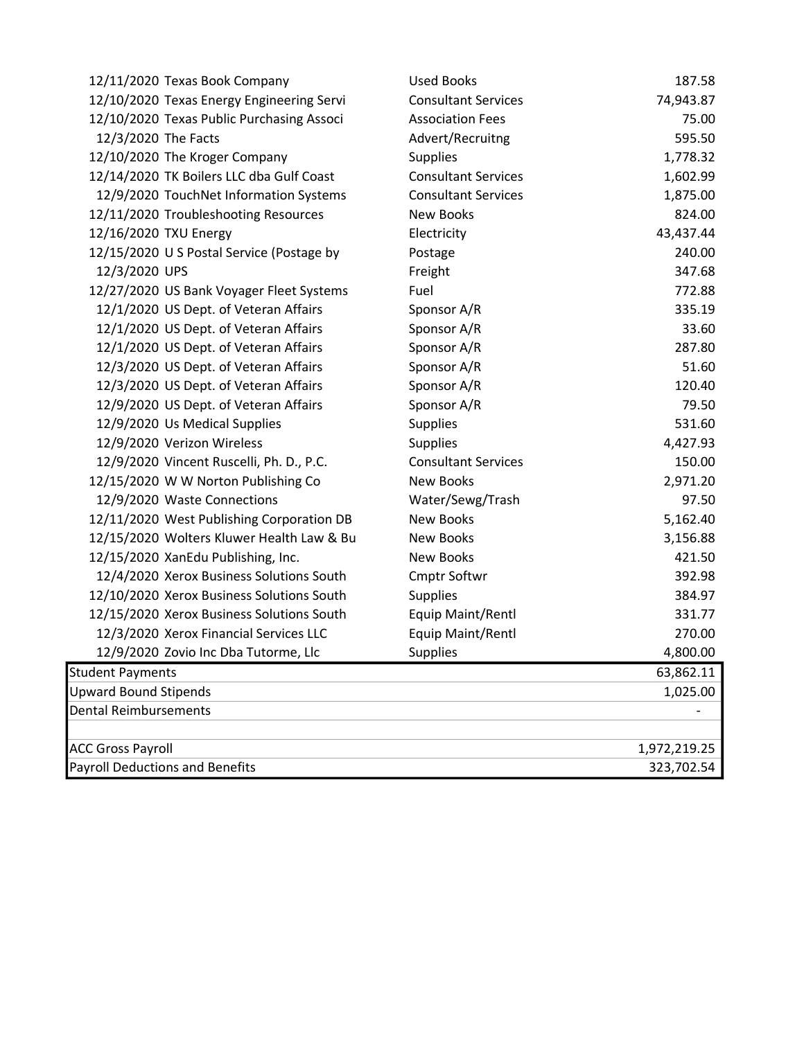| | | | |
|---|---|---|---|
| 12/11/2020 | Texas Book Company | Used Books | 187.58 |
| 12/10/2020 | Texas Energy Engineering Servi | Consultant Services | 74,943.87 |
| 12/10/2020 | Texas Public Purchasing Associ | Association Fees | 75.00 |
| 12/3/2020 | The Facts | Advert/Recruitng | 595.50 |
| 12/10/2020 | The Kroger Company | Supplies | 1,778.32 |
| 12/14/2020 | TK Boilers LLC dba Gulf Coast | Consultant Services | 1,602.99 |
| 12/9/2020 | TouchNet Information Systems | Consultant Services | 1,875.00 |
| 12/11/2020 | Troubleshooting Resources | New Books | 824.00 |
| 12/16/2020 | TXU Energy | Electricity | 43,437.44 |
| 12/15/2020 | U S Postal Service (Postage by | Postage | 240.00 |
| 12/3/2020 | UPS | Freight | 347.68 |
| 12/27/2020 | US Bank Voyager Fleet Systems | Fuel | 772.88 |
| 12/1/2020 | US Dept. of Veteran Affairs | Sponsor A/R | 335.19 |
| 12/1/2020 | US Dept. of Veteran Affairs | Sponsor A/R | 33.60 |
| 12/1/2020 | US Dept. of Veteran Affairs | Sponsor A/R | 287.80 |
| 12/3/2020 | US Dept. of Veteran Affairs | Sponsor A/R | 51.60 |
| 12/3/2020 | US Dept. of Veteran Affairs | Sponsor A/R | 120.40 |
| 12/9/2020 | US Dept. of Veteran Affairs | Sponsor A/R | 79.50 |
| 12/9/2020 | Us Medical Supplies | Supplies | 531.60 |
| 12/9/2020 | Verizon Wireless | Supplies | 4,427.93 |
| 12/9/2020 | Vincent Ruscelli, Ph. D., P.C. | Consultant Services | 150.00 |
| 12/15/2020 | W W Norton Publishing Co | New Books | 2,971.20 |
| 12/9/2020 | Waste Connections | Water/Sewg/Trash | 97.50 |
| 12/11/2020 | West Publishing Corporation DB | New Books | 5,162.40 |
| 12/15/2020 | Wolters Kluwer Health Law & Bu | New Books | 3,156.88 |
| 12/15/2020 | XanEdu Publishing, Inc. | New Books | 421.50 |
| 12/4/2020 | Xerox Business Solutions South | Cmptr Softwr | 392.98 |
| 12/10/2020 | Xerox Business Solutions South | Supplies | 384.97 |
| 12/15/2020 | Xerox Business Solutions South | Equip Maint/Rentl | 331.77 |
| 12/3/2020 | Xerox Financial Services LLC | Equip Maint/Rentl | 270.00 |
| 12/9/2020 | Zovio Inc Dba Tutorme, Llc | Supplies | 4,800.00 |

| | |
|---|---|
| Student Payments | 63,862.11 |
| Upward Bound Stipends | 1,025.00 |
| Dental Reimbursements | - |
| | |
| ACC Gross Payroll | 1,972,219.25 |
| Payroll Deductions and Benefits | 323,702.54 |